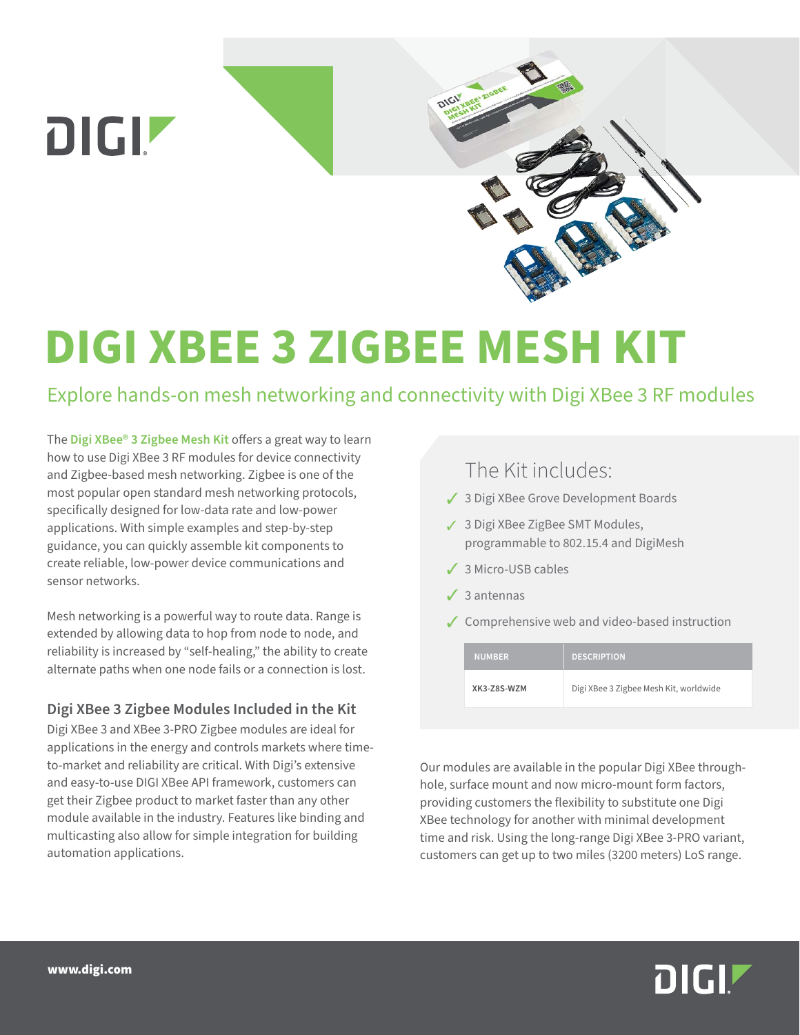# DIGI XBEE 3 ZIGBEE MESH KIT

## Explore hands-on mesh networking and connectivity with Digi XBee 3 RF modules

The **Digi XBee® 3 Zigbee Mesh Kit** offers a great way to learn how to use Digi XBee 3 RF modules for device connectivity and Zigbee-based mesh networking. Zigbee is one of the most popular open standard mesh networking protocols, specifically designed for low-data rate and low-power applications. With simple examples and step-by-step guidance, you can quickly assemble kit components to create reliable, low-power device communications and sensor networks.

Mesh networking is a powerful way to route data. Range is extended by allowing data to hop from node to node, and reliability is increased by "self-healing," the ability to create alternate paths when one node fails or a connection is lost.

### Digi XBee 3 Zigbee Modules Included in the Kit

Digi XBee 3 and XBee 3-PRO Zigbee modules are ideal for applications in the energy and controls markets where time-to-market and reliability are critical. With Digi's extensive and easy-to-use DIGI XBee API framework, customers can get their Zigbee product to market faster than any other module available in the industry. Features like binding and multicasting also allow for simple integration for building automation applications.

### The Kit includes:

- ✓ 3 Digi XBee Grove Development Boards
- ✓ 3 Digi XBee ZigBee SMT Modules, programmable to 802.15.4 and DigiMesh
- ✓ 3 Micro-USB cables
- ✓ 3 antennas
- ✓ Comprehensive web and video-based instruction

| NUMBER | DESCRIPTION |
|---|---|
| XK3-Z8S-WZM | Digi XBee 3 Zigbee Mesh Kit, worldwide |

Our modules are available in the popular Digi XBee through-hole, surface mount and now micro-mount form factors, providing customers the flexibility to substitute one Digi XBee technology for another with minimal development time and risk. Using the long-range Digi XBee 3-PRO variant, customers can get up to two miles (3200 meters) LoS range.

www.digi.com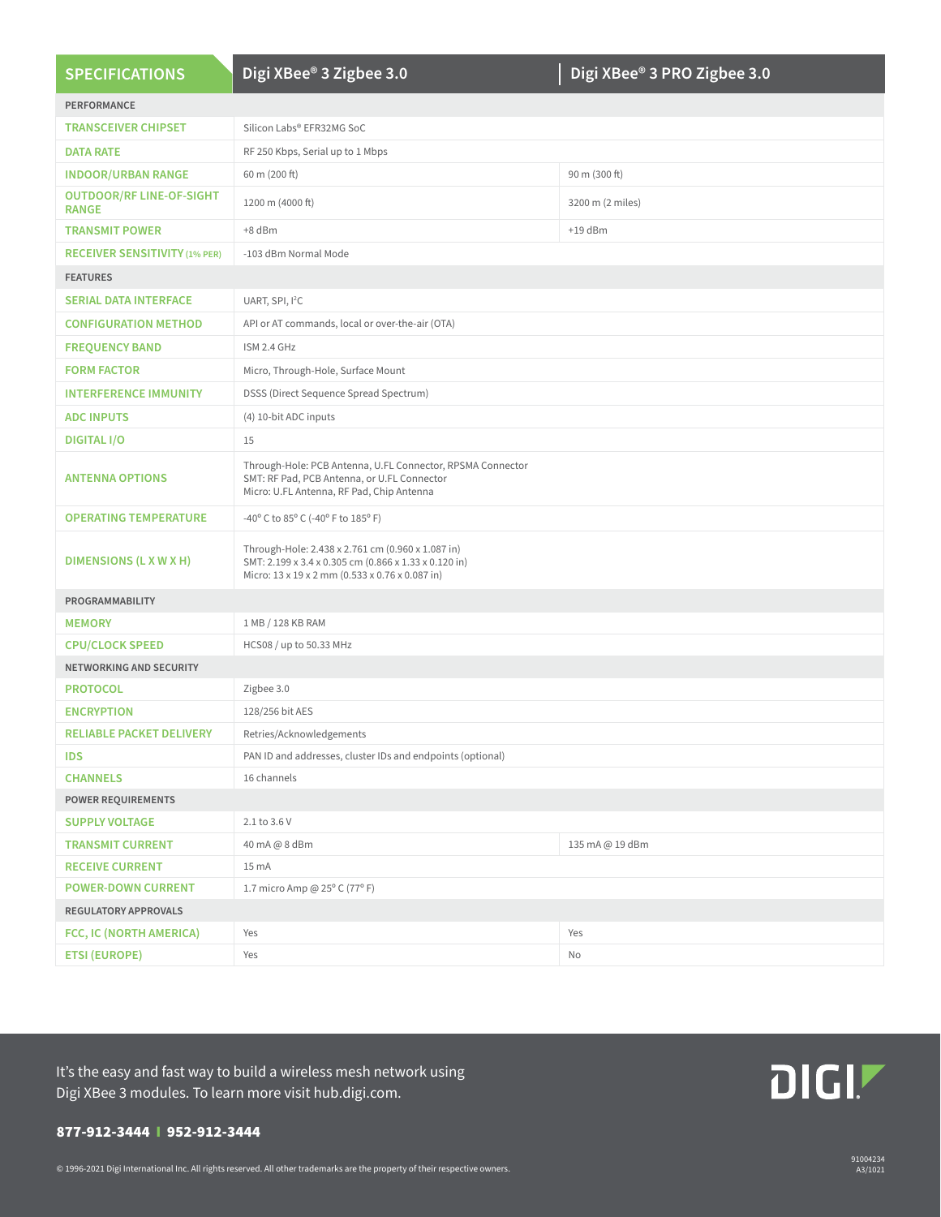| SPECIFICATIONS | Digi XBee® 3 Zigbee 3.0 | Digi XBee® 3 PRO Zigbee 3.0 |
|---|---|---|
| **PERFORMANCE** | | |
| TRANSCEIVER CHIPSET | Silicon Labs® EFR32MG SoC | |
| DATA RATE | RF 250 Kbps, Serial up to 1 Mbps | |
| INDOOR/URBAN RANGE | 60 m (200 ft) | 90 m (300 ft) |
| OUTDOOR/RF LINE-OF-SIGHT RANGE | 1200 m (4000 ft) | 3200 m (2 miles) |
| TRANSMIT POWER | +8 dBm | +19 dBm |
| RECEIVER SENSITIVITY (1% PER) | -103 dBm Normal Mode | |
| **FEATURES** | | |
| SERIAL DATA INTERFACE | UART, SPI, I²C | |
| CONFIGURATION METHOD | API or AT commands, local or over-the-air (OTA) | |
| FREQUENCY BAND | ISM 2.4 GHz | |
| FORM FACTOR | Micro, Through-Hole, Surface Mount | |
| INTERFERENCE IMMUNITY | DSSS (Direct Sequence Spread Spectrum) | |
| ADC INPUTS | (4) 10-bit ADC inputs | |
| DIGITAL I/O | 15 | |
| ANTENNA OPTIONS | Through-Hole: PCB Antenna, U.FL Connector, RPSMA Connector<br>SMT: RF Pad, PCB Antenna, or U.FL Connector<br>Micro: U.FL Antenna, RF Pad, Chip Antenna | |
| OPERATING TEMPERATURE | -40° C to 85° C (-40° F to 185° F) | |
| DIMENSIONS (L X W X H) | Through-Hole: 2.438 x 2.761 cm (0.960 x 1.087 in)<br>SMT: 2.199 x 3.4 x 0.305 cm (0.866 x 1.33 x 0.120 in)<br>Micro: 13 x 19 x 2 mm (0.533 x 0.76 x 0.087 in) | |
| **PROGRAMMABILITY** | | |
| MEMORY | 1 MB / 128 KB RAM | |
| CPU/CLOCK SPEED | HCS08 / up to 50.33 MHz | |
| **NETWORKING AND SECURITY** | | |
| PROTOCOL | Zigbee 3.0 | |
| ENCRYPTION | 128/256 bit AES | |
| RELIABLE PACKET DELIVERY | Retries/Acknowledgements | |
| IDS | PAN ID and addresses, cluster IDs and endpoints (optional) | |
| CHANNELS | 16 channels | |
| **POWER REQUIREMENTS** | | |
| SUPPLY VOLTAGE | 2.1 to 3.6 V | |
| TRANSMIT CURRENT | 40 mA @ 8 dBm | 135 mA @ 19 dBm |
| RECEIVE CURRENT | 15 mA | |
| POWER-DOWN CURRENT | 1.7 micro Amp @ 25° C (77° F) | |
| **REGULATORY APPROVALS** | | |
| FCC, IC (NORTH AMERICA) | Yes | Yes |
| ETSI (EUROPE) | Yes | No |

It's the easy and fast way to build a wireless mesh network using Digi XBee 3 modules. To learn more visit hub.digi.com.

DIGI

**877-912-3444 | 952-912-3444**

© 1996-2021 Digi International Inc. All rights reserved. All other trademarks are the property of their respective owners.

91004234
A3/1021